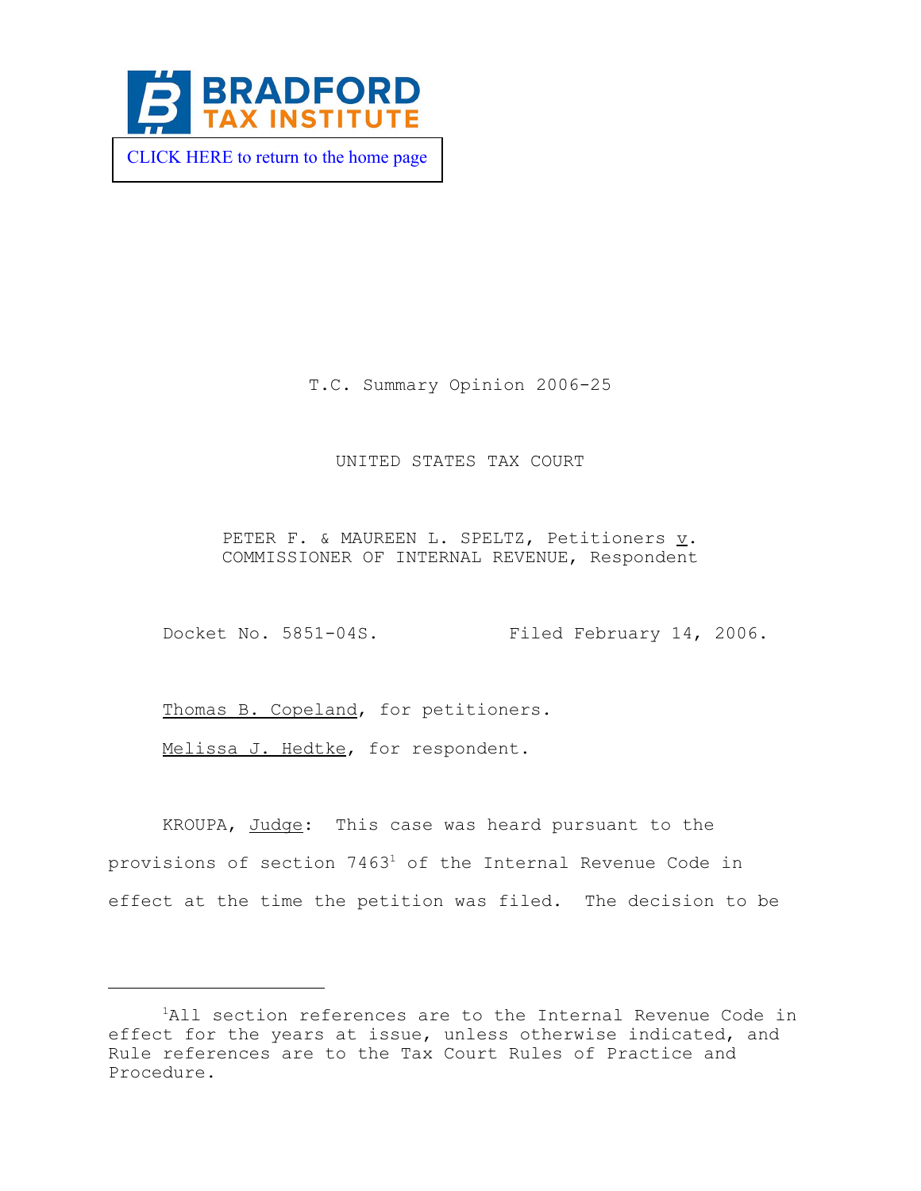BRADFORD TAX INSTITUTE

CLICK HERE to return to the home page

T.C. Summary Opinion 2006-25

UNITED STATES TAX COURT

PETER F. & MAUREEN L. SPELTZ, Petitioners v. COMMISSIONER OF INTERNAL REVENUE, Respondent

Docket No. 5851-04S. Filed February 14, 2006.

Thomas B. Copeland, for petitioners.

Melissa J. Hedtke, for respondent.

KROUPA, Judge: This case was heard pursuant to the provisions of section 7463[1] of the Internal Revenue Code in effect at the time the petition was filed. The decision to be

---

[1]All section references are to the Internal Revenue Code in effect for the years at issue, unless otherwise indicated, and Rule references are to the Tax Court Rules of Practice and Procedure.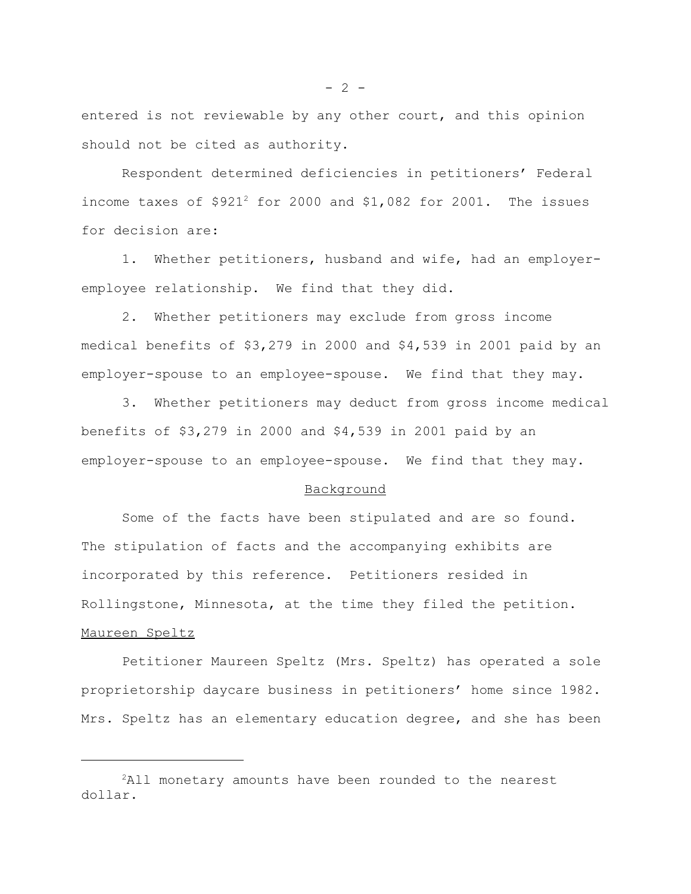entered is not reviewable by any other court, and this opinion should not be cited as authority.

Respondent determined deficiencies in petitioners' Federal income taxes of $921[2] for 2000 and $1,082 for 2001. The issues for decision are:

1. Whether petitioners, husband and wife, had an employer-employee relationship. We find that they did.

2. Whether petitioners may exclude from gross income medical benefits of $3,279 in 2000 and $4,539 in 2001 paid by an employer-spouse to an employee-spouse. We find that they may.

3. Whether petitioners may deduct from gross income medical benefits of $3,279 in 2000 and $4,539 in 2001 paid by an employer-spouse to an employee-spouse. We find that they may.

## Background

Some of the facts have been stipulated and are so found. The stipulation of facts and the accompanying exhibits are incorporated by this reference. Petitioners resided in Rollingstone, Minnesota, at the time they filed the petition.

### Maureen Speltz

Petitioner Maureen Speltz (Mrs. Speltz) has operated a sole proprietorship daycare business in petitioners' home since 1982. Mrs. Speltz has an elementary education degree, and she has been

---

[2] All monetary amounts have been rounded to the nearest dollar.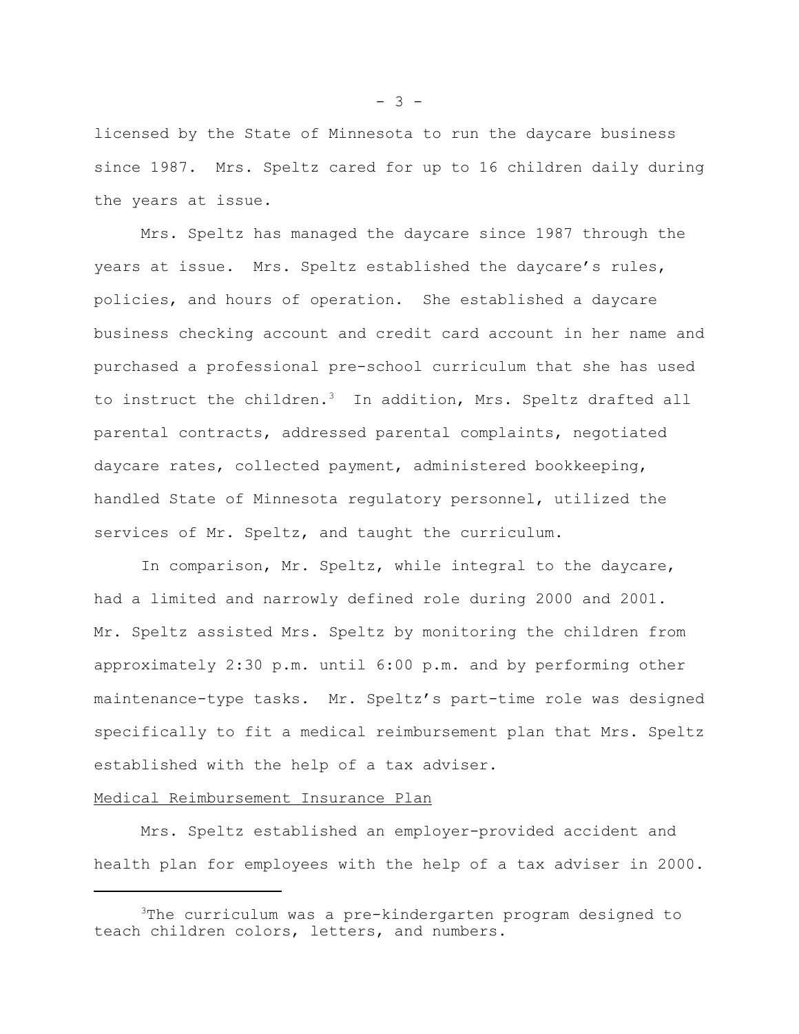licensed by the State of Minnesota to run the daycare business since 1987. Mrs. Speltz cared for up to 16 children daily during the years at issue.

Mrs. Speltz has managed the daycare since 1987 through the years at issue. Mrs. Speltz established the daycare's rules, policies, and hours of operation. She established a daycare business checking account and credit card account in her name and purchased a professional pre-school curriculum that she has used to instruct the children.[3] In addition, Mrs. Speltz drafted all parental contracts, addressed parental complaints, negotiated daycare rates, collected payment, administered bookkeeping, handled State of Minnesota regulatory personnel, utilized the services of Mr. Speltz, and taught the curriculum.

In comparison, Mr. Speltz, while integral to the daycare, had a limited and narrowly defined role during 2000 and 2001. Mr. Speltz assisted Mrs. Speltz by monitoring the children from approximately 2:30 p.m. until 6:00 p.m. and by performing other maintenance-type tasks. Mr. Speltz's part-time role was designed specifically to fit a medical reimbursement plan that Mrs. Speltz established with the help of a tax adviser.

Medical Reimbursement Insurance Plan

Mrs. Speltz established an employer-provided accident and health plan for employees with the help of a tax adviser in 2000.

[3] The curriculum was a pre-kindergarten program designed to teach children colors, letters, and numbers.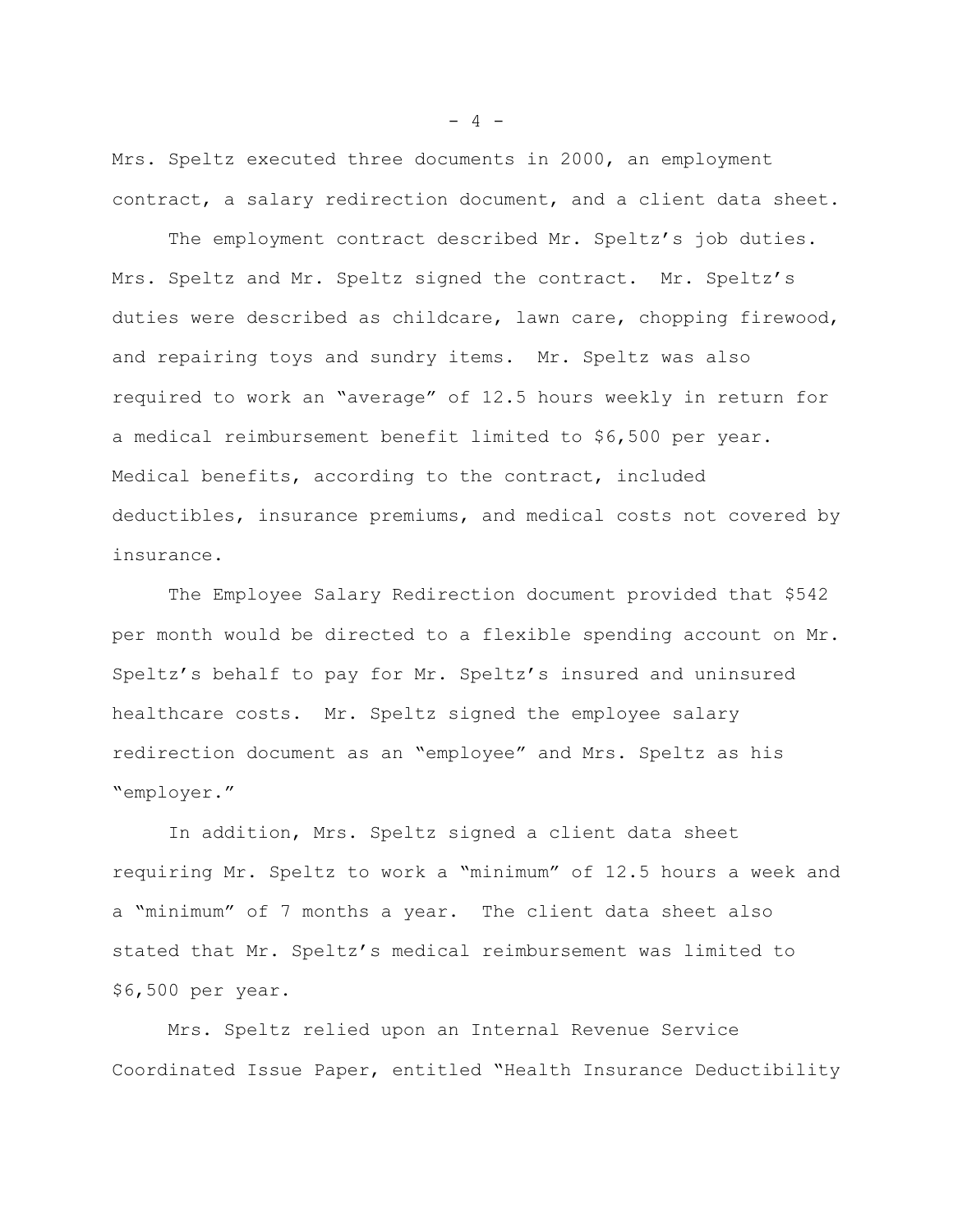Mrs. Speltz executed three documents in 2000, an employment contract, a salary redirection document, and a client data sheet.

The employment contract described Mr. Speltz's job duties. Mrs. Speltz and Mr. Speltz signed the contract. Mr. Speltz's duties were described as childcare, lawn care, chopping firewood, and repairing toys and sundry items. Mr. Speltz was also required to work an "average" of 12.5 hours weekly in return for a medical reimbursement benefit limited to $6,500 per year. Medical benefits, according to the contract, included deductibles, insurance premiums, and medical costs not covered by insurance.

The Employee Salary Redirection document provided that $542 per month would be directed to a flexible spending account on Mr. Speltz's behalf to pay for Mr. Speltz's insured and uninsured healthcare costs. Mr. Speltz signed the employee salary redirection document as an "employee" and Mrs. Speltz as his "employer."

In addition, Mrs. Speltz signed a client data sheet requiring Mr. Speltz to work a "minimum" of 12.5 hours a week and a "minimum" of 7 months a year. The client data sheet also stated that Mr. Speltz's medical reimbursement was limited to $6,500 per year.

Mrs. Speltz relied upon an Internal Revenue Service Coordinated Issue Paper, entitled "Health Insurance Deductibility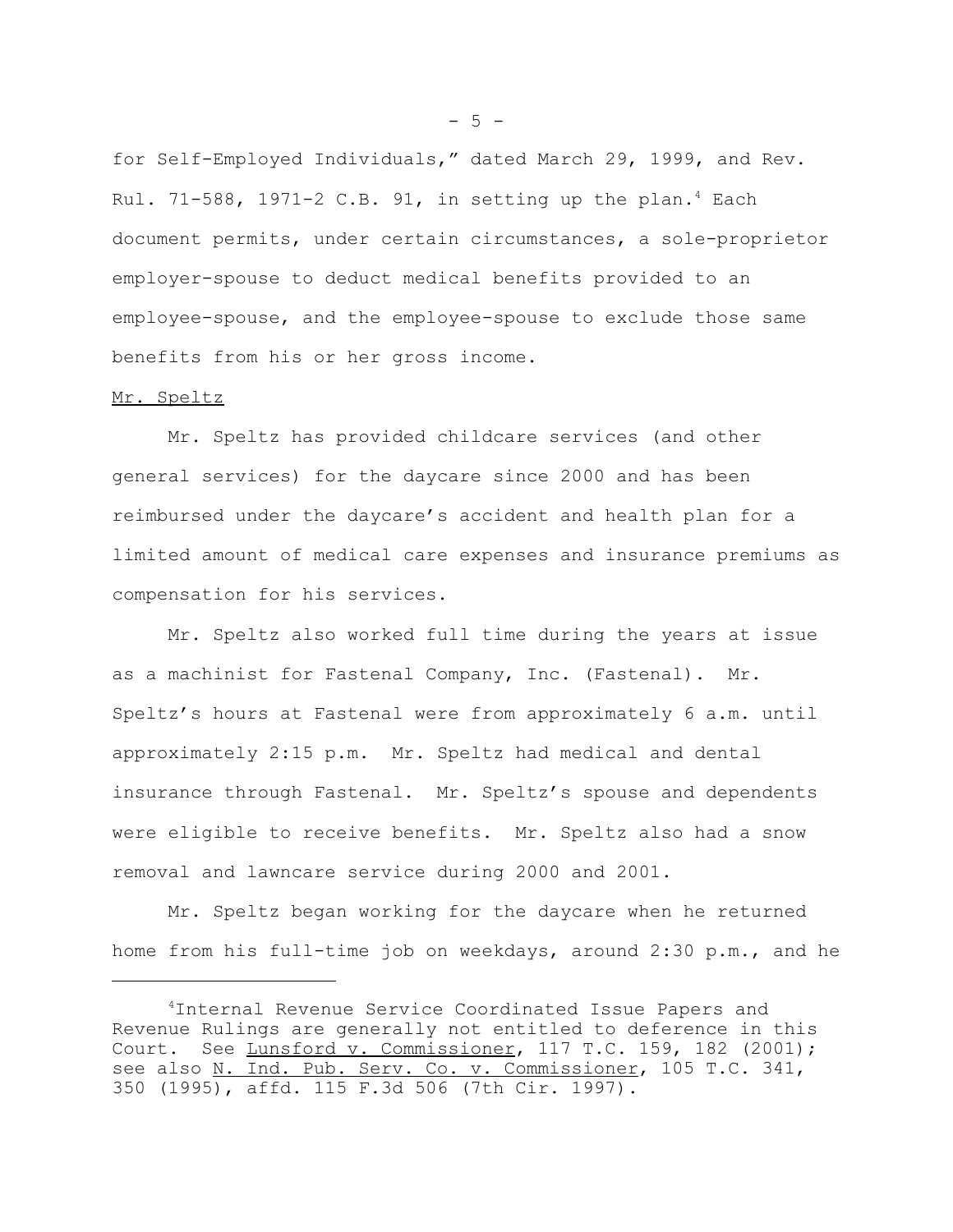for Self-Employed Individuals," dated March 29, 1999, and Rev. Rul. 71-588, 1971-2 C.B. 91, in setting up the plan.[4] Each document permits, under certain circumstances, a sole-proprietor employer-spouse to deduct medical benefits provided to an employee-spouse, and the employee-spouse to exclude those same benefits from his or her gross income.

Mr. Speltz

Mr. Speltz has provided childcare services (and other general services) for the daycare since 2000 and has been reimbursed under the daycare's accident and health plan for a limited amount of medical care expenses and insurance premiums as compensation for his services.

Mr. Speltz also worked full time during the years at issue as a machinist for Fastenal Company, Inc. (Fastenal). Mr. Speltz's hours at Fastenal were from approximately 6 a.m. until approximately 2:15 p.m. Mr. Speltz had medical and dental insurance through Fastenal. Mr. Speltz's spouse and dependents were eligible to receive benefits. Mr. Speltz also had a snow removal and lawncare service during 2000 and 2001.

Mr. Speltz began working for the daycare when he returned home from his full-time job on weekdays, around 2:30 p.m., and he

[4] Internal Revenue Service Coordinated Issue Papers and Revenue Rulings are generally not entitled to deference in this Court. See Lunsford v. Commissioner, 117 T.C. 159, 182 (2001); see also N. Ind. Pub. Serv. Co. v. Commissioner, 105 T.C. 341, 350 (1995), affd. 115 F.3d 506 (7th Cir. 1997).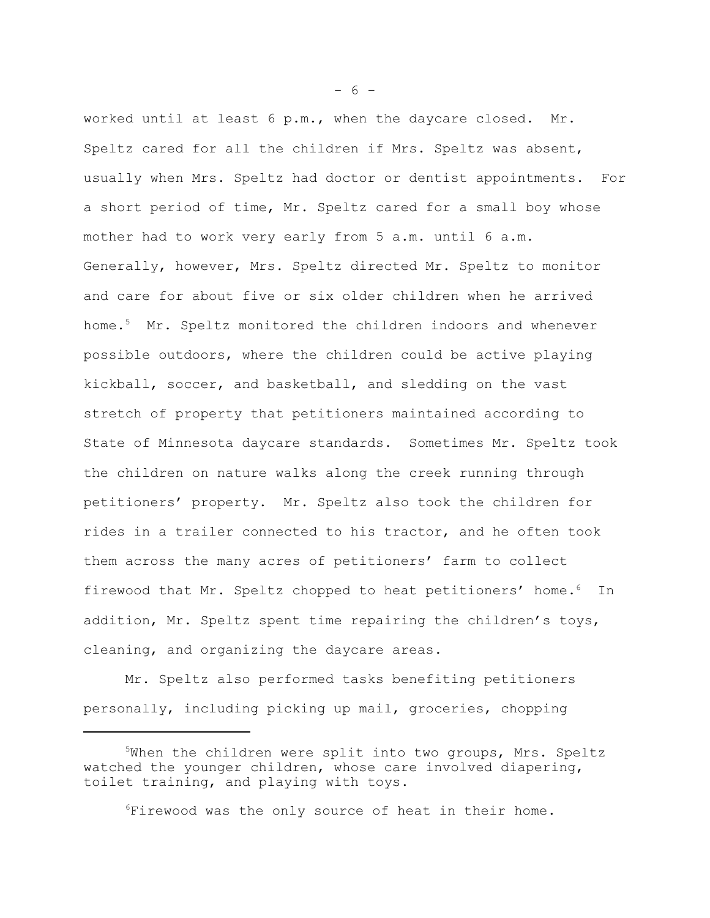worked until at least 6 p.m., when the daycare closed. Mr. Speltz cared for all the children if Mrs. Speltz was absent, usually when Mrs. Speltz had doctor or dentist appointments. For a short period of time, Mr. Speltz cared for a small boy whose mother had to work very early from 5 a.m. until 6 a.m. Generally, however, Mrs. Speltz directed Mr. Speltz to monitor and care for about five or six older children when he arrived home.[5] Mr. Speltz monitored the children indoors and whenever possible outdoors, where the children could be active playing kickball, soccer, and basketball, and sledding on the vast stretch of property that petitioners maintained according to State of Minnesota daycare standards. Sometimes Mr. Speltz took the children on nature walks along the creek running through petitioners' property. Mr. Speltz also took the children for rides in a trailer connected to his tractor, and he often took them across the many acres of petitioners' farm to collect firewood that Mr. Speltz chopped to heat petitioners' home.[6] In addition, Mr. Speltz spent time repairing the children's toys, cleaning, and organizing the daycare areas.

Mr. Speltz also performed tasks benefiting petitioners personally, including picking up mail, groceries, chopping

---

[5]When the children were split into two groups, Mrs. Speltz watched the younger children, whose care involved diapering, toilet training, and playing with toys.

[6]Firewood was the only source of heat in their home.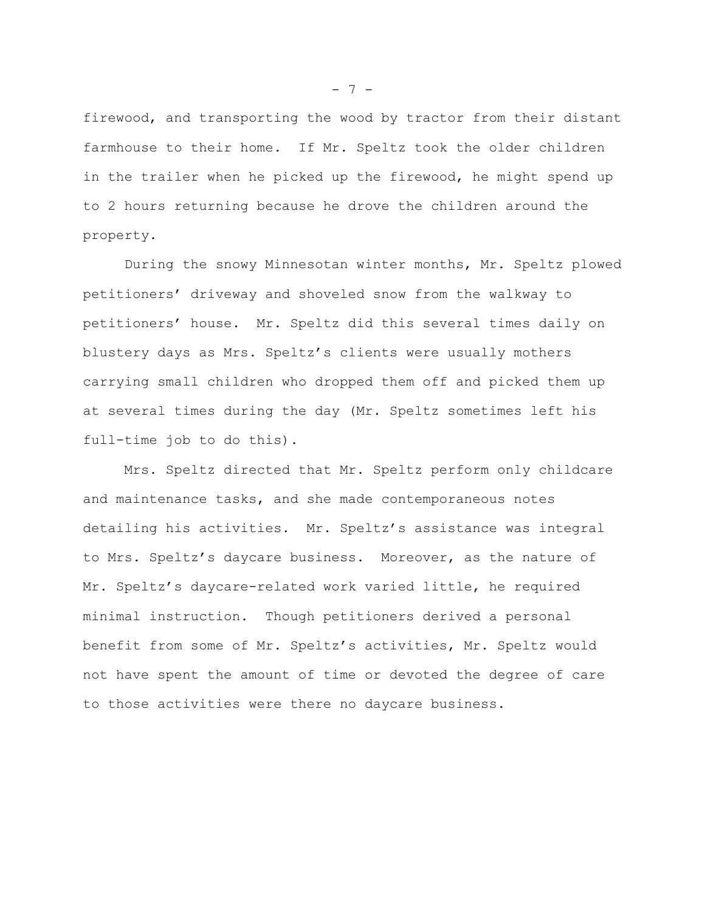firewood, and transporting the wood by tractor from their distant farmhouse to their home. If Mr. Speltz took the older children in the trailer when he picked up the firewood, he might spend up to 2 hours returning because he drove the children around the property.

During the snowy Minnesotan winter months, Mr. Speltz plowed petitioners' driveway and shoveled snow from the walkway to petitioners' house. Mr. Speltz did this several times daily on blustery days as Mrs. Speltz's clients were usually mothers carrying small children who dropped them off and picked them up at several times during the day (Mr. Speltz sometimes left his full-time job to do this).

Mrs. Speltz directed that Mr. Speltz perform only childcare and maintenance tasks, and she made contemporaneous notes detailing his activities. Mr. Speltz's assistance was integral to Mrs. Speltz's daycare business. Moreover, as the nature of Mr. Speltz's daycare-related work varied little, he required minimal instruction. Though petitioners derived a personal benefit from some of Mr. Speltz's activities, Mr. Speltz would not have spent the amount of time or devoted the degree of care to those activities were there no daycare business.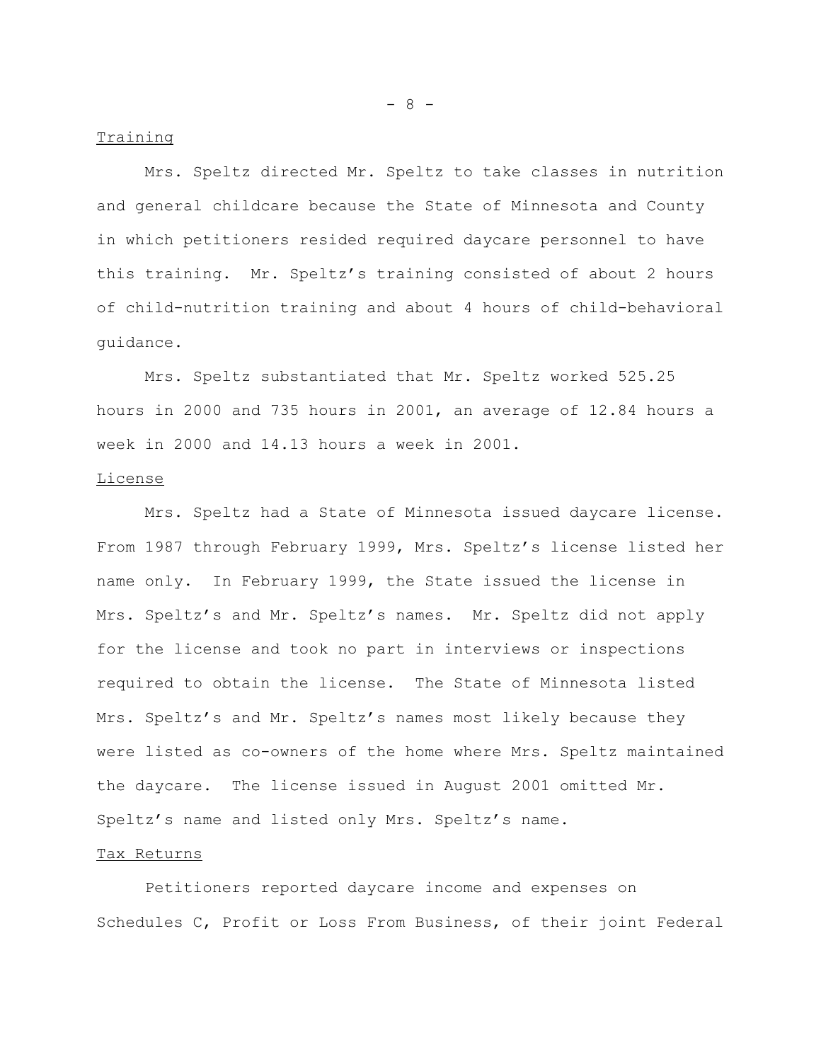Training

Mrs. Speltz directed Mr. Speltz to take classes in nutrition and general childcare because the State of Minnesota and County in which petitioners resided required daycare personnel to have this training. Mr. Speltz's training consisted of about 2 hours of child-nutrition training and about 4 hours of child-behavioral guidance.

Mrs. Speltz substantiated that Mr. Speltz worked 525.25 hours in 2000 and 735 hours in 2001, an average of 12.84 hours a week in 2000 and 14.13 hours a week in 2001.

License

Mrs. Speltz had a State of Minnesota issued daycare license. From 1987 through February 1999, Mrs. Speltz's license listed her name only. In February 1999, the State issued the license in Mrs. Speltz's and Mr. Speltz's names. Mr. Speltz did not apply for the license and took no part in interviews or inspections required to obtain the license. The State of Minnesota listed Mrs. Speltz's and Mr. Speltz's names most likely because they were listed as co-owners of the home where Mrs. Speltz maintained the daycare. The license issued in August 2001 omitted Mr. Speltz's name and listed only Mrs. Speltz's name.

Tax Returns

Petitioners reported daycare income and expenses on Schedules C, Profit or Loss From Business, of their joint Federal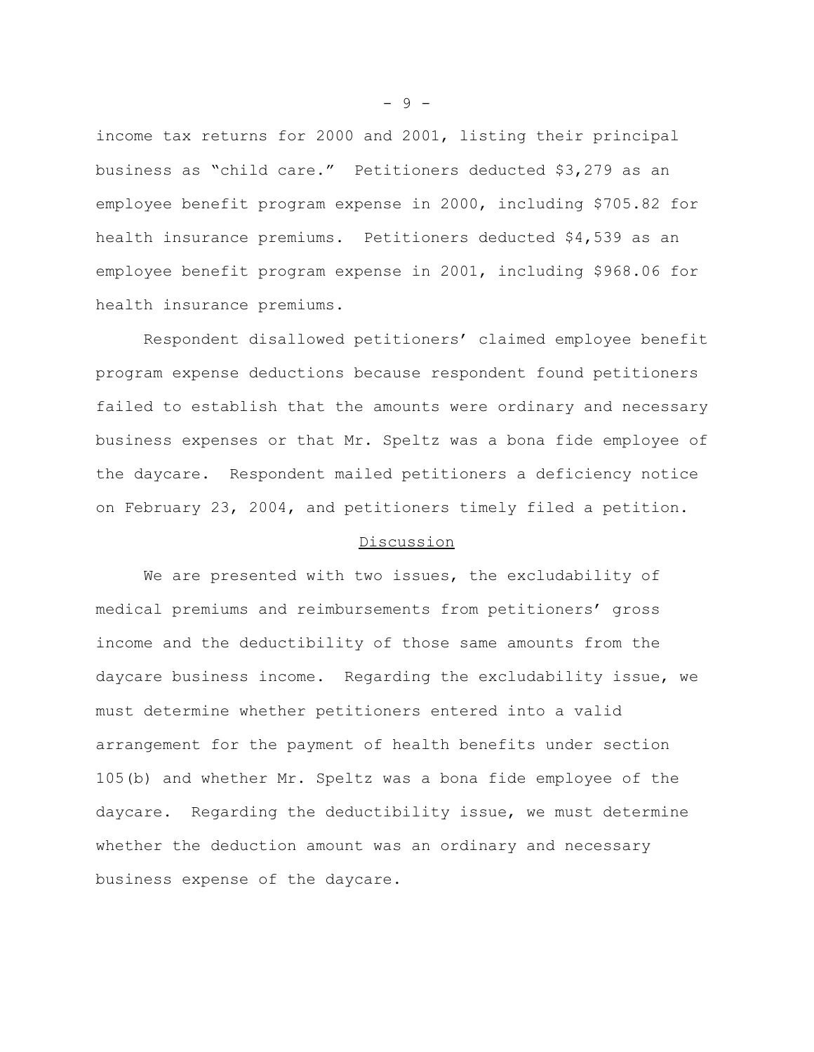income tax returns for 2000 and 2001, listing their principal business as "child care." Petitioners deducted $3,279 as an employee benefit program expense in 2000, including $705.82 for health insurance premiums. Petitioners deducted $4,539 as an employee benefit program expense in 2001, including $968.06 for health insurance premiums.

Respondent disallowed petitioners' claimed employee benefit program expense deductions because respondent found petitioners failed to establish that the amounts were ordinary and necessary business expenses or that Mr. Speltz was a bona fide employee of the daycare. Respondent mailed petitioners a deficiency notice on February 23, 2004, and petitioners timely filed a petition.

## Discussion

We are presented with two issues, the excludability of medical premiums and reimbursements from petitioners' gross income and the deductibility of those same amounts from the daycare business income. Regarding the excludability issue, we must determine whether petitioners entered into a valid arrangement for the payment of health benefits under section 105(b) and whether Mr. Speltz was a bona fide employee of the daycare. Regarding the deductibility issue, we must determine whether the deduction amount was an ordinary and necessary business expense of the daycare.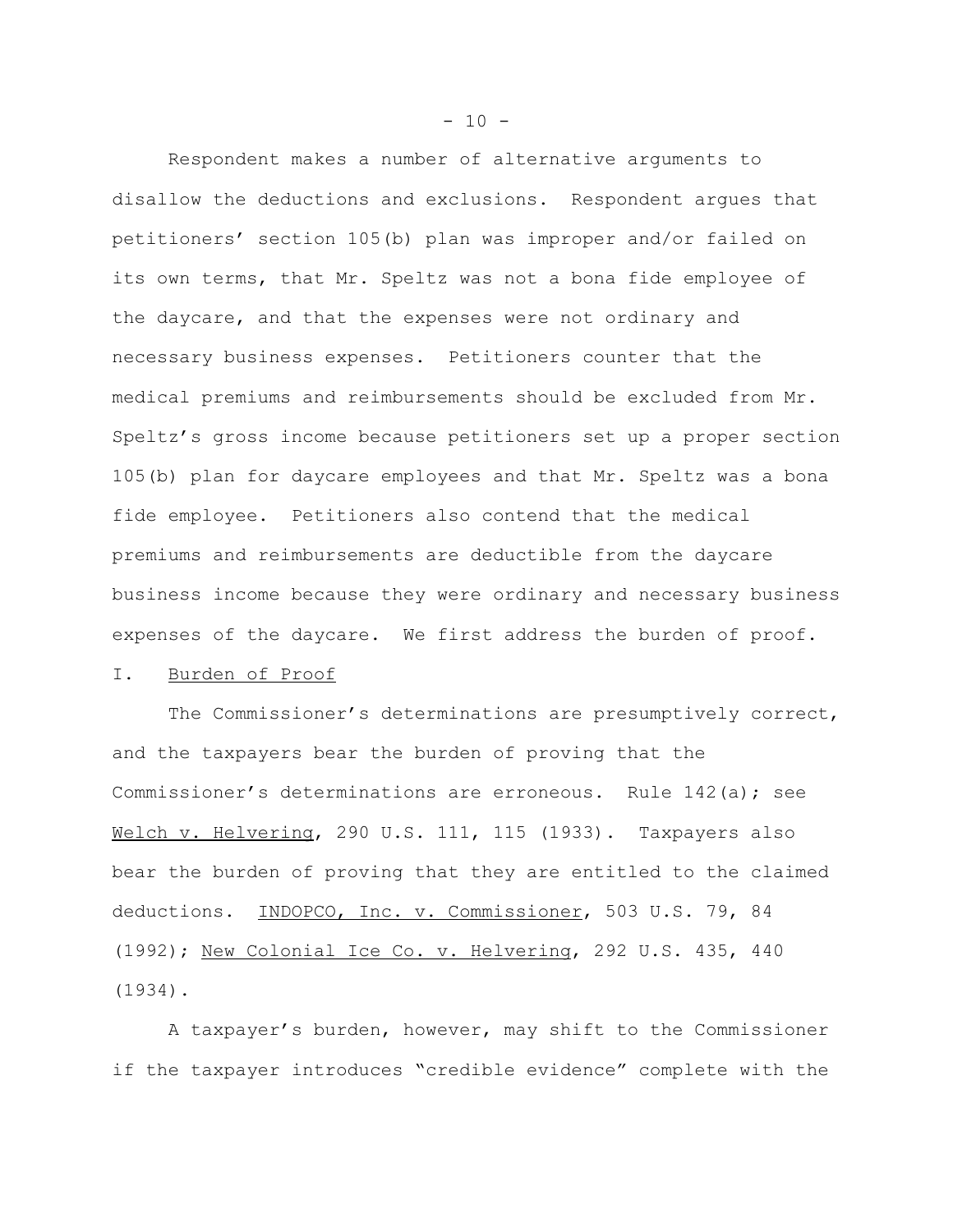Respondent makes a number of alternative arguments to disallow the deductions and exclusions. Respondent argues that petitioners' section 105(b) plan was improper and/or failed on its own terms, that Mr. Speltz was not a bona fide employee of the daycare, and that the expenses were not ordinary and necessary business expenses. Petitioners counter that the medical premiums and reimbursements should be excluded from Mr. Speltz's gross income because petitioners set up a proper section 105(b) plan for daycare employees and that Mr. Speltz was a bona fide employee. Petitioners also contend that the medical premiums and reimbursements are deductible from the daycare business income because they were ordinary and necessary business expenses of the daycare. We first address the burden of proof.

## I. Burden of Proof

The Commissioner's determinations are presumptively correct, and the taxpayers bear the burden of proving that the Commissioner's determinations are erroneous. Rule 142(a); see Welch v. Helvering, 290 U.S. 111, 115 (1933). Taxpayers also bear the burden of proving that they are entitled to the claimed deductions. INDOPCO, Inc. v. Commissioner, 503 U.S. 79, 84 (1992); New Colonial Ice Co. v. Helvering, 292 U.S. 435, 440 (1934).

A taxpayer's burden, however, may shift to the Commissioner if the taxpayer introduces "credible evidence" complete with the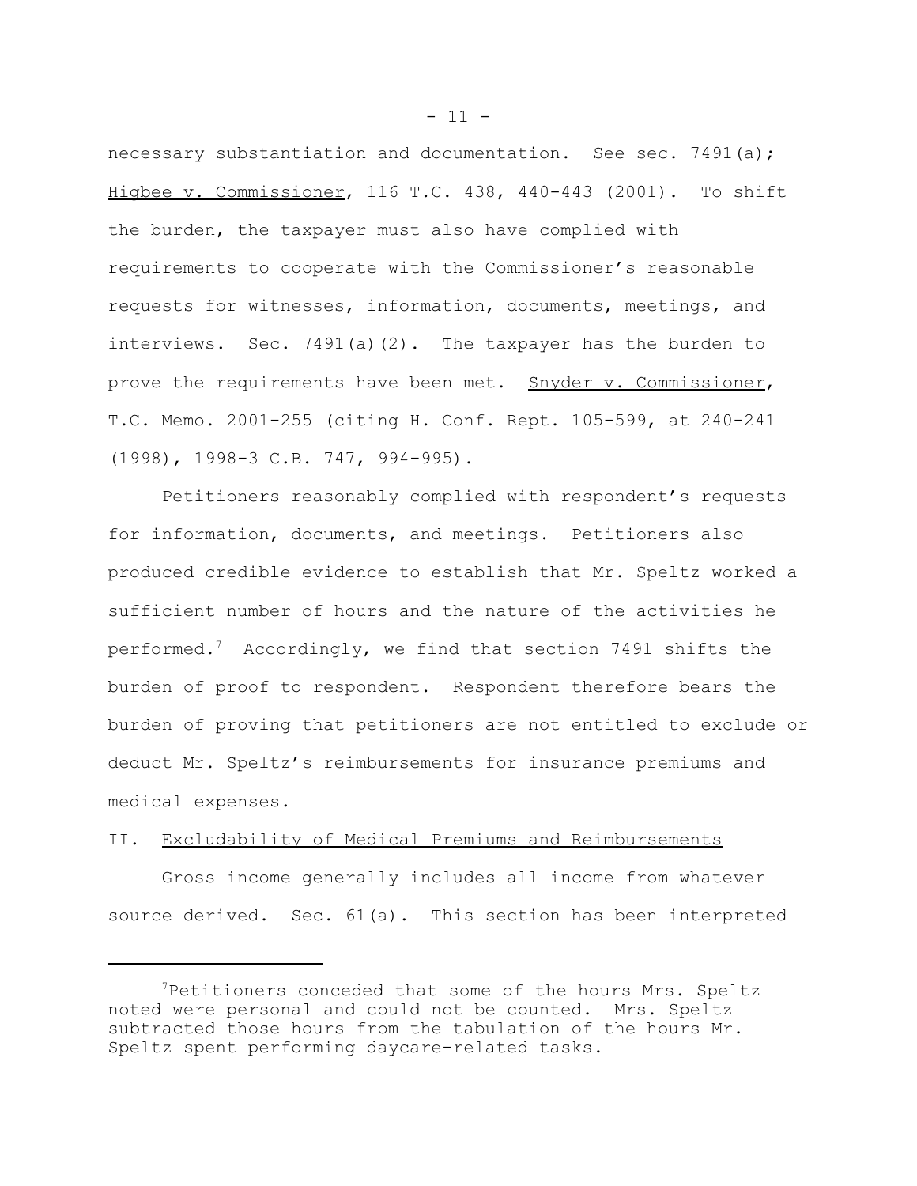necessary substantiation and documentation. See sec. 7491(a); Higbee v. Commissioner, 116 T.C. 438, 440-443 (2001). To shift the burden, the taxpayer must also have complied with requirements to cooperate with the Commissioner's reasonable requests for witnesses, information, documents, meetings, and interviews. Sec. 7491(a)(2). The taxpayer has the burden to prove the requirements have been met. Snyder v. Commissioner, T.C. Memo. 2001-255 (citing H. Conf. Rept. 105-599, at 240-241 (1998), 1998-3 C.B. 747, 994-995).

Petitioners reasonably complied with respondent's requests for information, documents, and meetings. Petitioners also produced credible evidence to establish that Mr. Speltz worked a sufficient number of hours and the nature of the activities he performed.[7] Accordingly, we find that section 7491 shifts the burden of proof to respondent. Respondent therefore bears the burden of proving that petitioners are not entitled to exclude or deduct Mr. Speltz's reimbursements for insurance premiums and medical expenses.

## II. Excludability of Medical Premiums and Reimbursements

Gross income generally includes all income from whatever source derived. Sec. 61(a). This section has been interpreted

---

[7]Petitioners conceded that some of the hours Mrs. Speltz noted were personal and could not be counted. Mrs. Speltz subtracted those hours from the tabulation of the hours Mr. Speltz spent performing daycare-related tasks.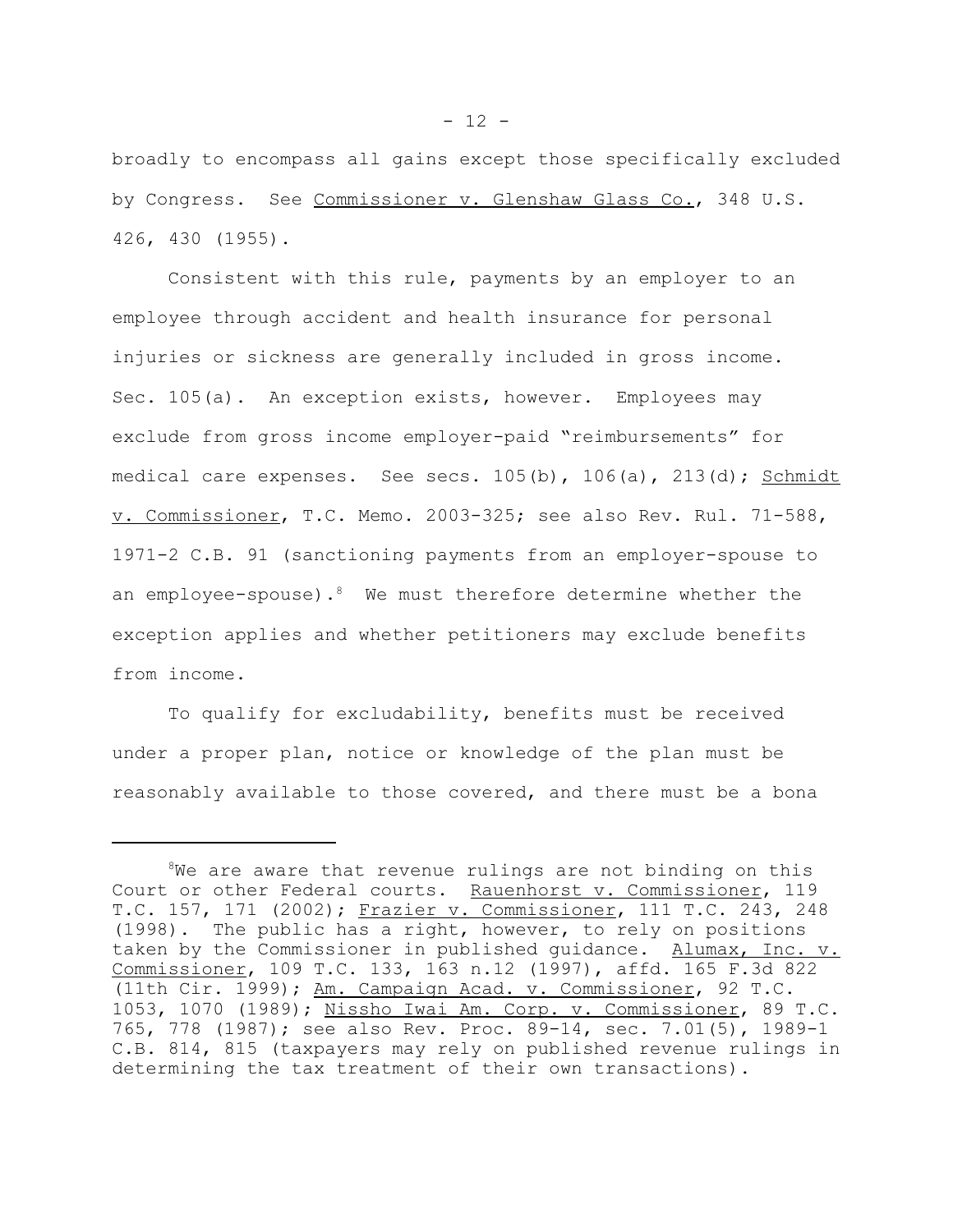broadly to encompass all gains except those specifically excluded by Congress. See Commissioner v. Glenshaw Glass Co., 348 U.S. 426, 430 (1955).

Consistent with this rule, payments by an employer to an employee through accident and health insurance for personal injuries or sickness are generally included in gross income. Sec. 105(a). An exception exists, however. Employees may exclude from gross income employer-paid "reimbursements" for medical care expenses. See secs. 105(b), 106(a), 213(d); Schmidt v. Commissioner, T.C. Memo. 2003-325; see also Rev. Rul. 71-588, 1971-2 C.B. 91 (sanctioning payments from an employer-spouse to an employee-spouse).[8] We must therefore determine whether the exception applies and whether petitioners may exclude benefits from income.

To qualify for excludability, benefits must be received under a proper plan, notice or knowledge of the plan must be reasonably available to those covered, and there must be a bona

---

[8]We are aware that revenue rulings are not binding on this Court or other Federal courts. Rauenhorst v. Commissioner, 119 T.C. 157, 171 (2002); Frazier v. Commissioner, 111 T.C. 243, 248 (1998). The public has a right, however, to rely on positions taken by the Commissioner in published guidance. Alumax, Inc. v. Commissioner, 109 T.C. 133, 163 n.12 (1997), affd. 165 F.3d 822 (11th Cir. 1999); Am. Campaign Acad. v. Commissioner, 92 T.C. 1053, 1070 (1989); Nissho Iwai Am. Corp. v. Commissioner, 89 T.C. 765, 778 (1987); see also Rev. Proc. 89-14, sec. 7.01(5), 1989-1 C.B. 814, 815 (taxpayers may rely on published revenue rulings in determining the tax treatment of their own transactions).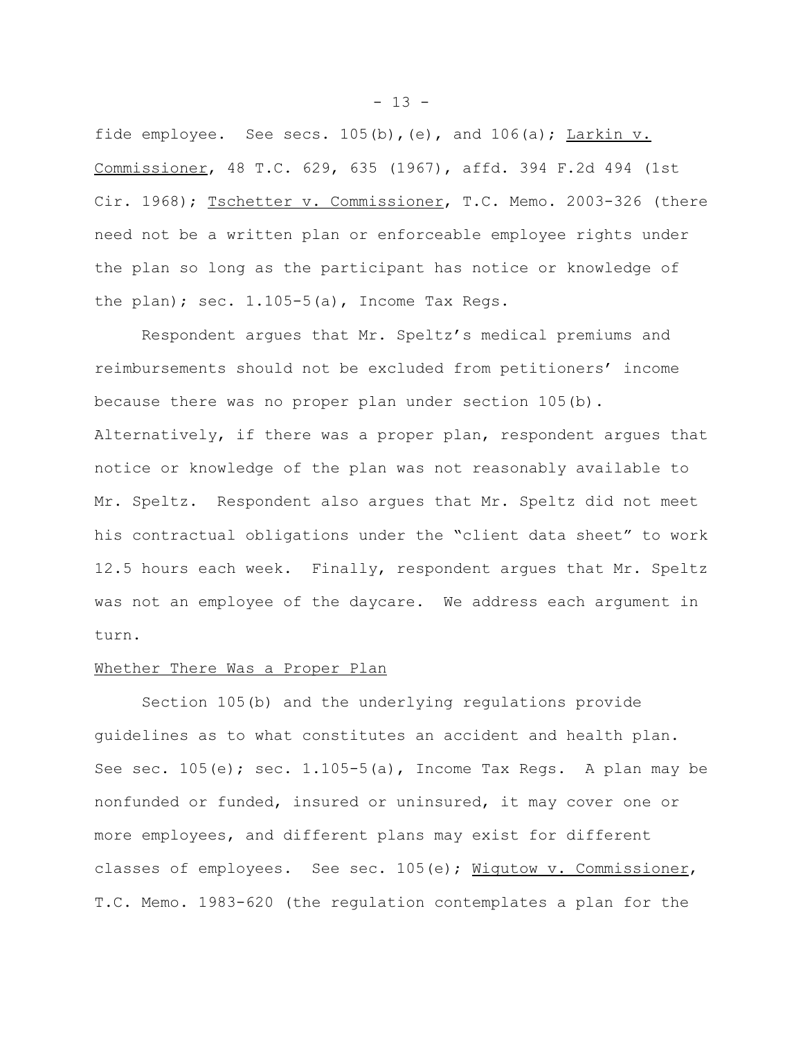fide employee. See secs. 105(b),(e), and 106(a); Larkin v. Commissioner, 48 T.C. 629, 635 (1967), affd. 394 F.2d 494 (1st Cir. 1968); Tschetter v. Commissioner, T.C. Memo. 2003-326 (there need not be a written plan or enforceable employee rights under the plan so long as the participant has notice or knowledge of the plan); sec. 1.105-5(a), Income Tax Regs.

Respondent argues that Mr. Speltz's medical premiums and reimbursements should not be excluded from petitioners' income because there was no proper plan under section 105(b). Alternatively, if there was a proper plan, respondent argues that notice or knowledge of the plan was not reasonably available to Mr. Speltz. Respondent also argues that Mr. Speltz did not meet his contractual obligations under the "client data sheet" to work 12.5 hours each week. Finally, respondent argues that Mr. Speltz was not an employee of the daycare. We address each argument in turn.

Whether There Was a Proper Plan

Section 105(b) and the underlying regulations provide guidelines as to what constitutes an accident and health plan. See sec. 105(e); sec. 1.105-5(a), Income Tax Regs. A plan may be nonfunded or funded, insured or uninsured, it may cover one or more employees, and different plans may exist for different classes of employees. See sec. 105(e); Wigutow v. Commissioner, T.C. Memo. 1983-620 (the regulation contemplates a plan for the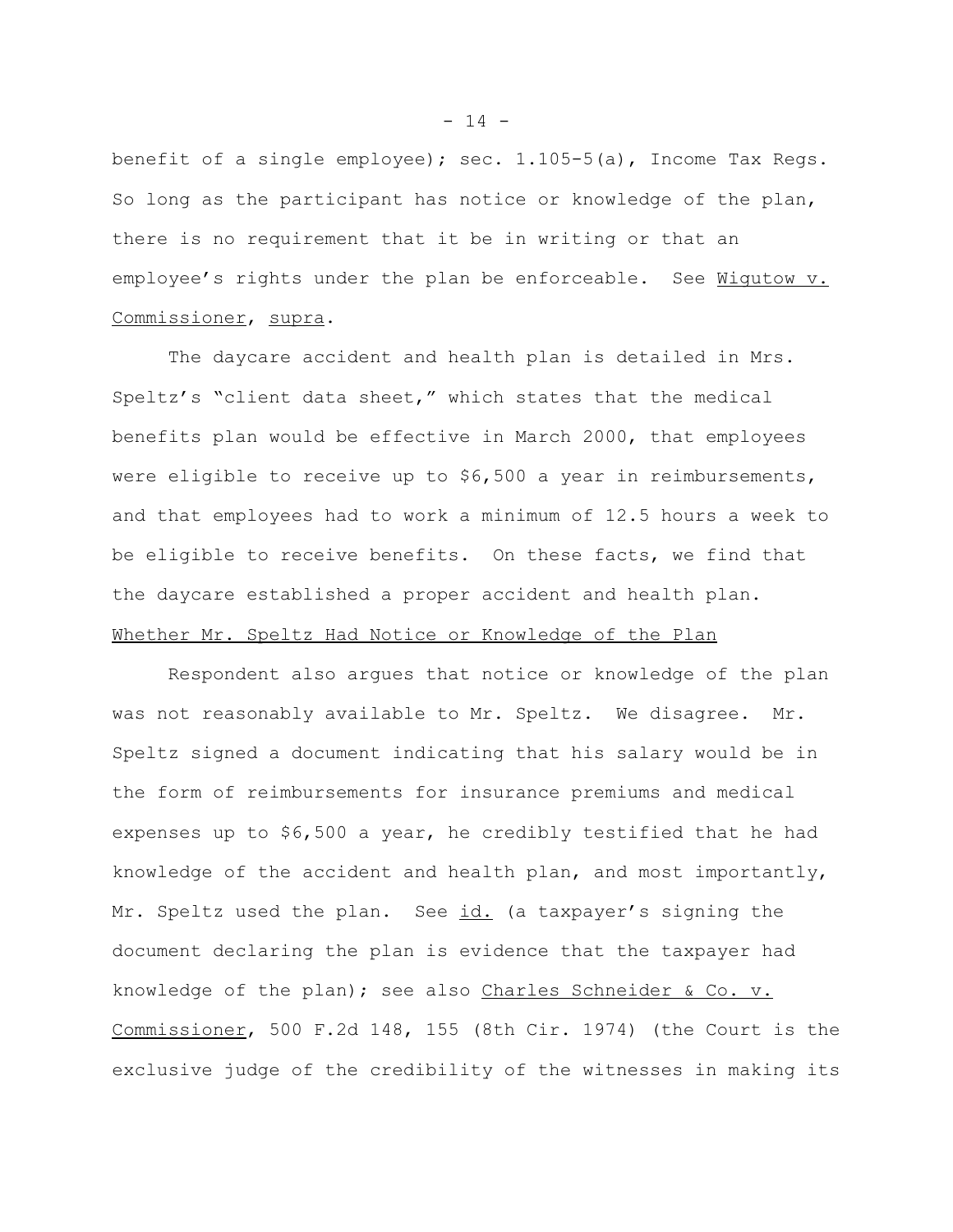benefit of a single employee); sec. 1.105-5(a), Income Tax Regs. So long as the participant has notice or knowledge of the plan, there is no requirement that it be in writing or that an employee's rights under the plan be enforceable. See Wigutow v. Commissioner, supra.

The daycare accident and health plan is detailed in Mrs. Speltz's "client data sheet," which states that the medical benefits plan would be effective in March 2000, that employees were eligible to receive up to $6,500 a year in reimbursements, and that employees had to work a minimum of 12.5 hours a week to be eligible to receive benefits. On these facts, we find that the daycare established a proper accident and health plan.

Whether Mr. Speltz Had Notice or Knowledge of the Plan

Respondent also argues that notice or knowledge of the plan was not reasonably available to Mr. Speltz. We disagree. Mr. Speltz signed a document indicating that his salary would be in the form of reimbursements for insurance premiums and medical expenses up to $6,500 a year, he credibly testified that he had knowledge of the accident and health plan, and most importantly, Mr. Speltz used the plan. See id. (a taxpayer's signing the document declaring the plan is evidence that the taxpayer had knowledge of the plan); see also Charles Schneider & Co. v. Commissioner, 500 F.2d 148, 155 (8th Cir. 1974) (the Court is the exclusive judge of the credibility of the witnesses in making its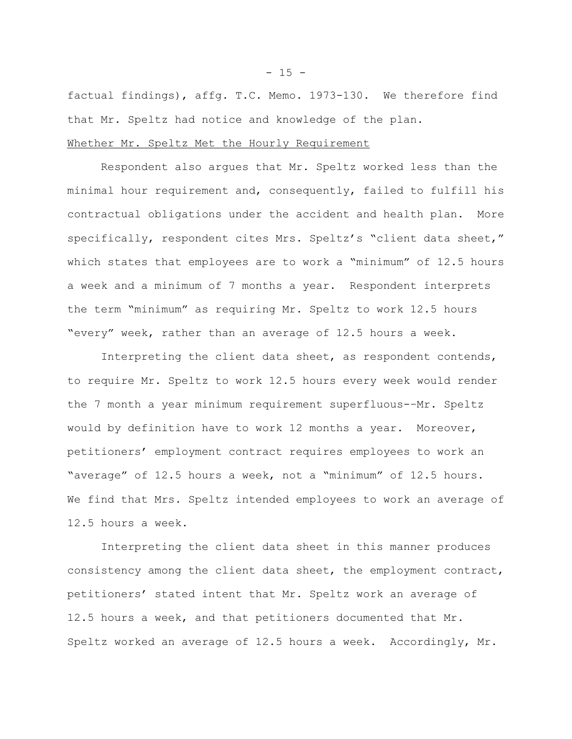factual findings), affg. T.C. Memo. 1973-130. We therefore find that Mr. Speltz had notice and knowledge of the plan.

Whether Mr. Speltz Met the Hourly Requirement

Respondent also argues that Mr. Speltz worked less than the minimal hour requirement and, consequently, failed to fulfill his contractual obligations under the accident and health plan. More specifically, respondent cites Mrs. Speltz's "client data sheet," which states that employees are to work a "minimum" of 12.5 hours a week and a minimum of 7 months a year. Respondent interprets the term "minimum" as requiring Mr. Speltz to work 12.5 hours "every" week, rather than an average of 12.5 hours a week.

Interpreting the client data sheet, as respondent contends, to require Mr. Speltz to work 12.5 hours every week would render the 7 month a year minimum requirement superfluous--Mr. Speltz would by definition have to work 12 months a year. Moreover, petitioners' employment contract requires employees to work an "average" of 12.5 hours a week, not a "minimum" of 12.5 hours. We find that Mrs. Speltz intended employees to work an average of 12.5 hours a week.

Interpreting the client data sheet in this manner produces consistency among the client data sheet, the employment contract, petitioners' stated intent that Mr. Speltz work an average of 12.5 hours a week, and that petitioners documented that Mr. Speltz worked an average of 12.5 hours a week. Accordingly, Mr.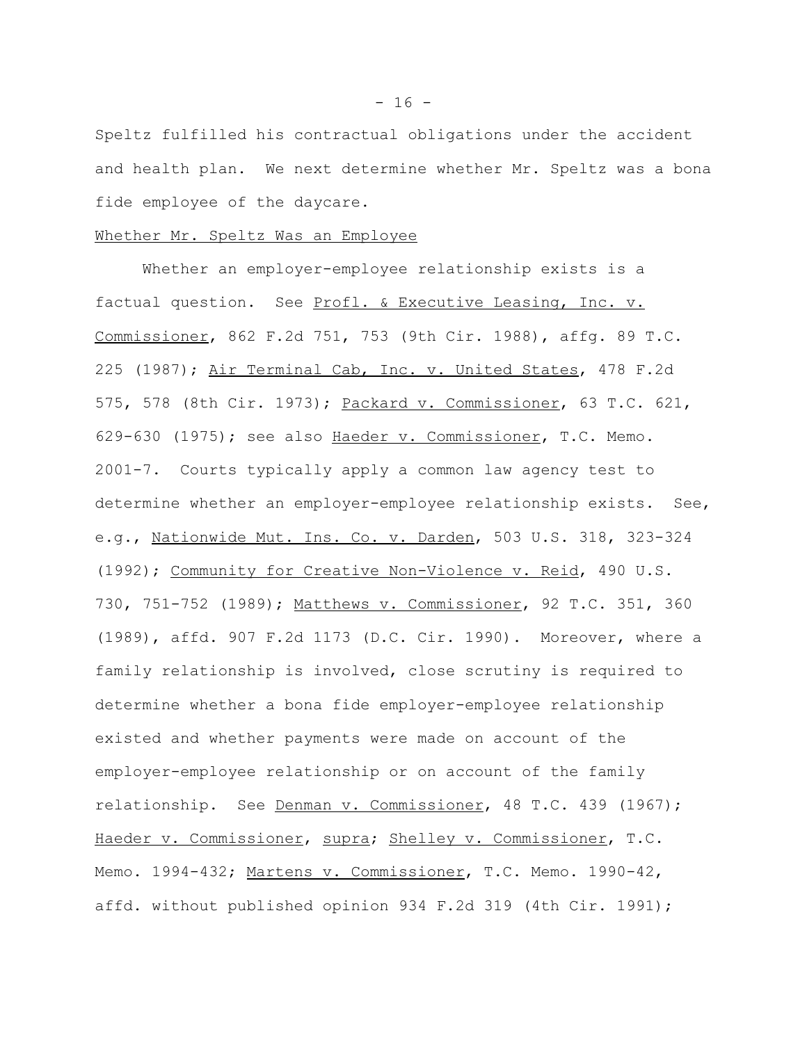Speltz fulfilled his contractual obligations under the accident and health plan. We next determine whether Mr. Speltz was a bona fide employee of the daycare.

Whether Mr. Speltz Was an Employee

Whether an employer-employee relationship exists is a factual question. See Profl. & Executive Leasing, Inc. v. Commissioner, 862 F.2d 751, 753 (9th Cir. 1988), affg. 89 T.C. 225 (1987); Air Terminal Cab, Inc. v. United States, 478 F.2d 575, 578 (8th Cir. 1973); Packard v. Commissioner, 63 T.C. 621, 629-630 (1975); see also Haeder v. Commissioner, T.C. Memo. 2001-7. Courts typically apply a common law agency test to determine whether an employer-employee relationship exists. See, e.g., Nationwide Mut. Ins. Co. v. Darden, 503 U.S. 318, 323-324 (1992); Community for Creative Non-Violence v. Reid, 490 U.S. 730, 751-752 (1989); Matthews v. Commissioner, 92 T.C. 351, 360 (1989), affd. 907 F.2d 1173 (D.C. Cir. 1990). Moreover, where a family relationship is involved, close scrutiny is required to determine whether a bona fide employer-employee relationship existed and whether payments were made on account of the employer-employee relationship or on account of the family relationship. See Denman v. Commissioner, 48 T.C. 439 (1967); Haeder v. Commissioner, supra; Shelley v. Commissioner, T.C. Memo. 1994-432; Martens v. Commissioner, T.C. Memo. 1990-42, affd. without published opinion 934 F.2d 319 (4th Cir. 1991);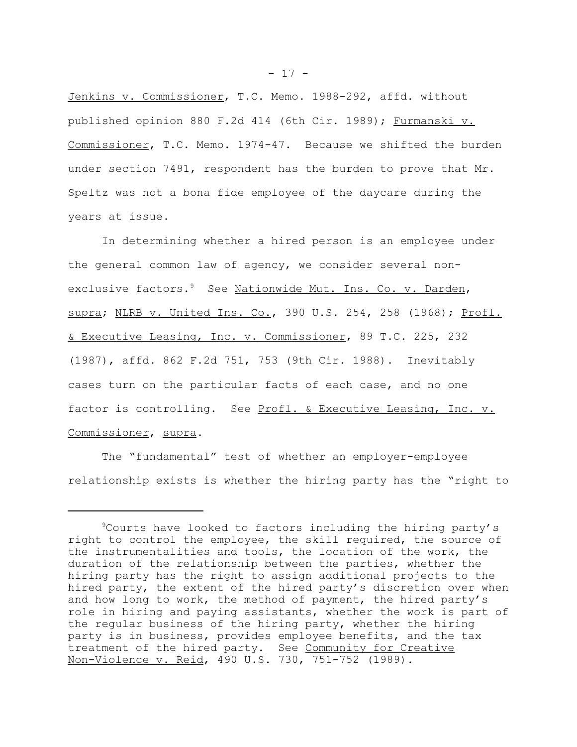Jenkins v. Commissioner, T.C. Memo. 1988-292, affd. without published opinion 880 F.2d 414 (6th Cir. 1989); Furmanski v. Commissioner, T.C. Memo. 1974-47. Because we shifted the burden under section 7491, respondent has the burden to prove that Mr. Speltz was not a bona fide employee of the daycare during the years at issue.

In determining whether a hired person is an employee under the general common law of agency, we consider several non-exclusive factors.[9] See Nationwide Mut. Ins. Co. v. Darden, supra; NLRB v. United Ins. Co., 390 U.S. 254, 258 (1968); Profl. & Executive Leasing, Inc. v. Commissioner, 89 T.C. 225, 232 (1987), affd. 862 F.2d 751, 753 (9th Cir. 1988). Inevitably cases turn on the particular facts of each case, and no one factor is controlling. See Profl. & Executive Leasing, Inc. v. Commissioner, supra.

The "fundamental" test of whether an employer-employee relationship exists is whether the hiring party has the "right to

---

[9]Courts have looked to factors including the hiring party's right to control the employee, the skill required, the source of the instrumentalities and tools, the location of the work, the duration of the relationship between the parties, whether the hiring party has the right to assign additional projects to the hired party, the extent of the hired party's discretion over when and how long to work, the method of payment, the hired party's role in hiring and paying assistants, whether the work is part of the regular business of the hiring party, whether the hiring party is in business, provides employee benefits, and the tax treatment of the hired party. See Community for Creative Non-Violence v. Reid, 490 U.S. 730, 751-752 (1989).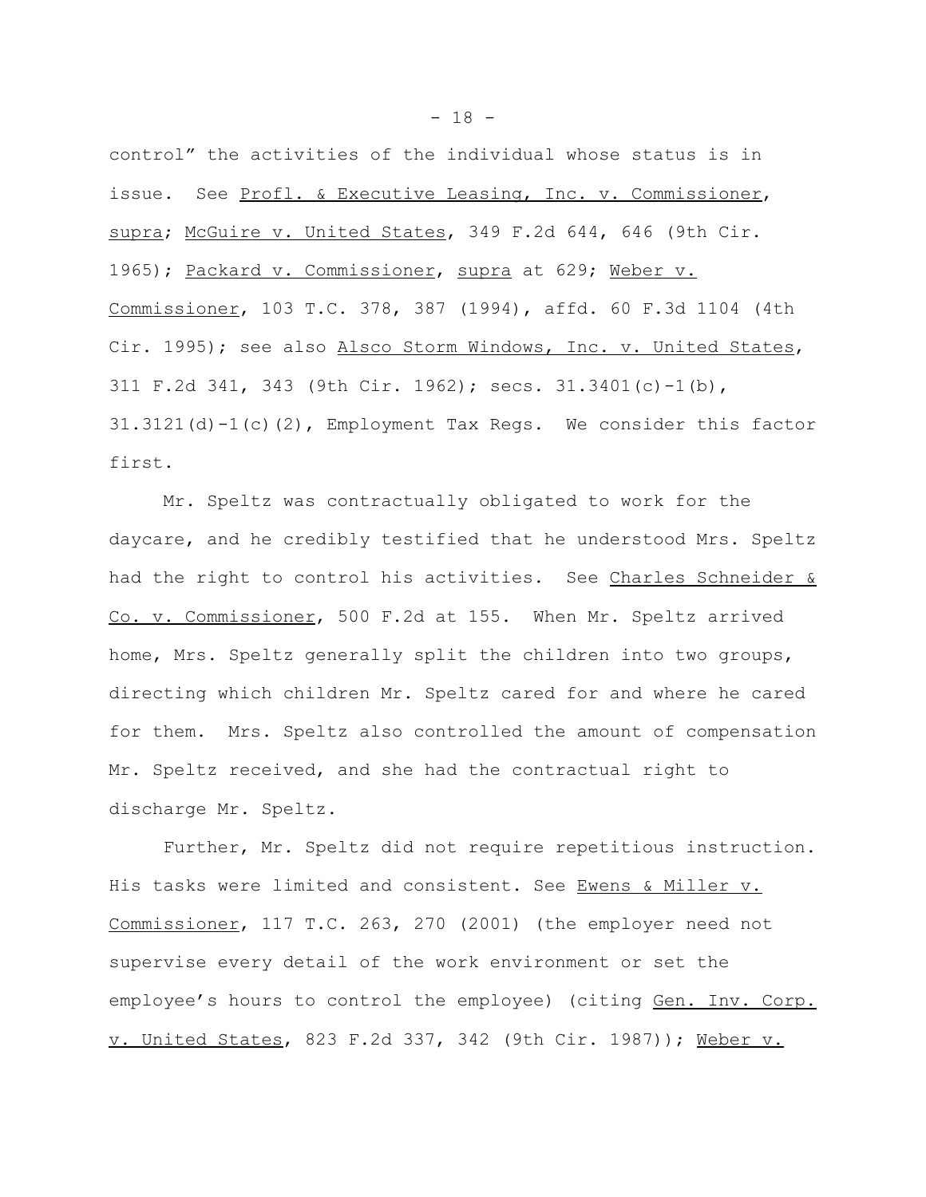control" the activities of the individual whose status is in issue. See Profl. & Executive Leasing, Inc. v. Commissioner, supra; McGuire v. United States, 349 F.2d 644, 646 (9th Cir. 1965); Packard v. Commissioner, supra at 629; Weber v. Commissioner, 103 T.C. 378, 387 (1994), affd. 60 F.3d 1104 (4th Cir. 1995); see also Alsco Storm Windows, Inc. v. United States, 311 F.2d 341, 343 (9th Cir. 1962); secs. 31.3401(c)-1(b), 31.3121(d)-1(c)(2), Employment Tax Regs. We consider this factor first.

Mr. Speltz was contractually obligated to work for the daycare, and he credibly testified that he understood Mrs. Speltz had the right to control his activities. See Charles Schneider & Co. v. Commissioner, 500 F.2d at 155. When Mr. Speltz arrived home, Mrs. Speltz generally split the children into two groups, directing which children Mr. Speltz cared for and where he cared for them. Mrs. Speltz also controlled the amount of compensation Mr. Speltz received, and she had the contractual right to discharge Mr. Speltz.

Further, Mr. Speltz did not require repetitious instruction. His tasks were limited and consistent. See Ewens & Miller v. Commissioner, 117 T.C. 263, 270 (2001) (the employer need not supervise every detail of the work environment or set the employee's hours to control the employee) (citing Gen. Inv. Corp. v. United States, 823 F.2d 337, 342 (9th Cir. 1987)); Weber v.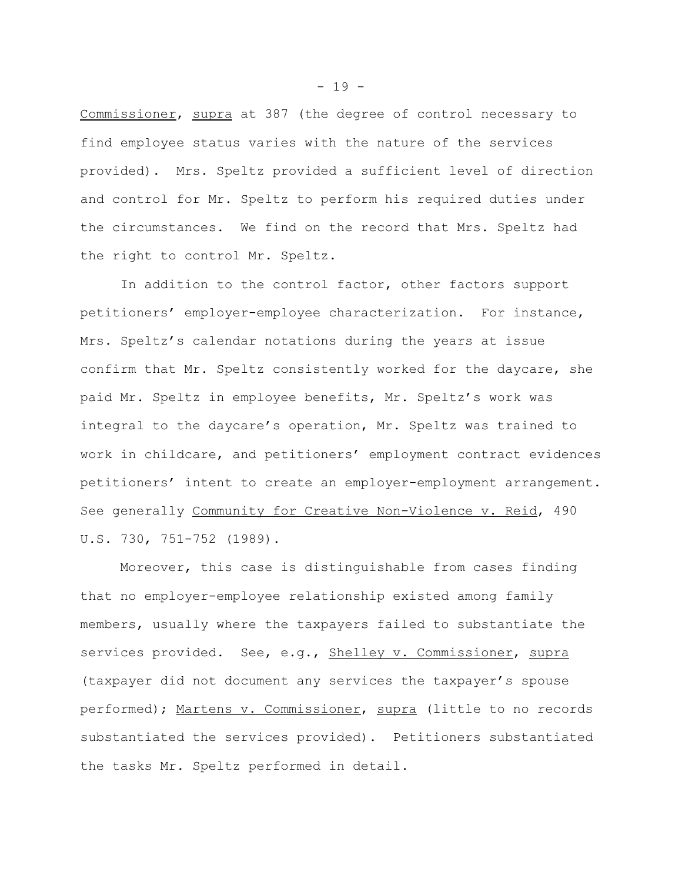Commissioner, supra at 387 (the degree of control necessary to find employee status varies with the nature of the services provided). Mrs. Speltz provided a sufficient level of direction and control for Mr. Speltz to perform his required duties under the circumstances. We find on the record that Mrs. Speltz had the right to control Mr. Speltz.

In addition to the control factor, other factors support petitioners' employer-employee characterization. For instance, Mrs. Speltz's calendar notations during the years at issue confirm that Mr. Speltz consistently worked for the daycare, she paid Mr. Speltz in employee benefits, Mr. Speltz's work was integral to the daycare's operation, Mr. Speltz was trained to work in childcare, and petitioners' employment contract evidences petitioners' intent to create an employer-employment arrangement. See generally Community for Creative Non-Violence v. Reid, 490 U.S. 730, 751-752 (1989).

Moreover, this case is distinguishable from cases finding that no employer-employee relationship existed among family members, usually where the taxpayers failed to substantiate the services provided. See, e.g., Shelley v. Commissioner, supra (taxpayer did not document any services the taxpayer's spouse performed); Martens v. Commissioner, supra (little to no records substantiated the services provided). Petitioners substantiated the tasks Mr. Speltz performed in detail.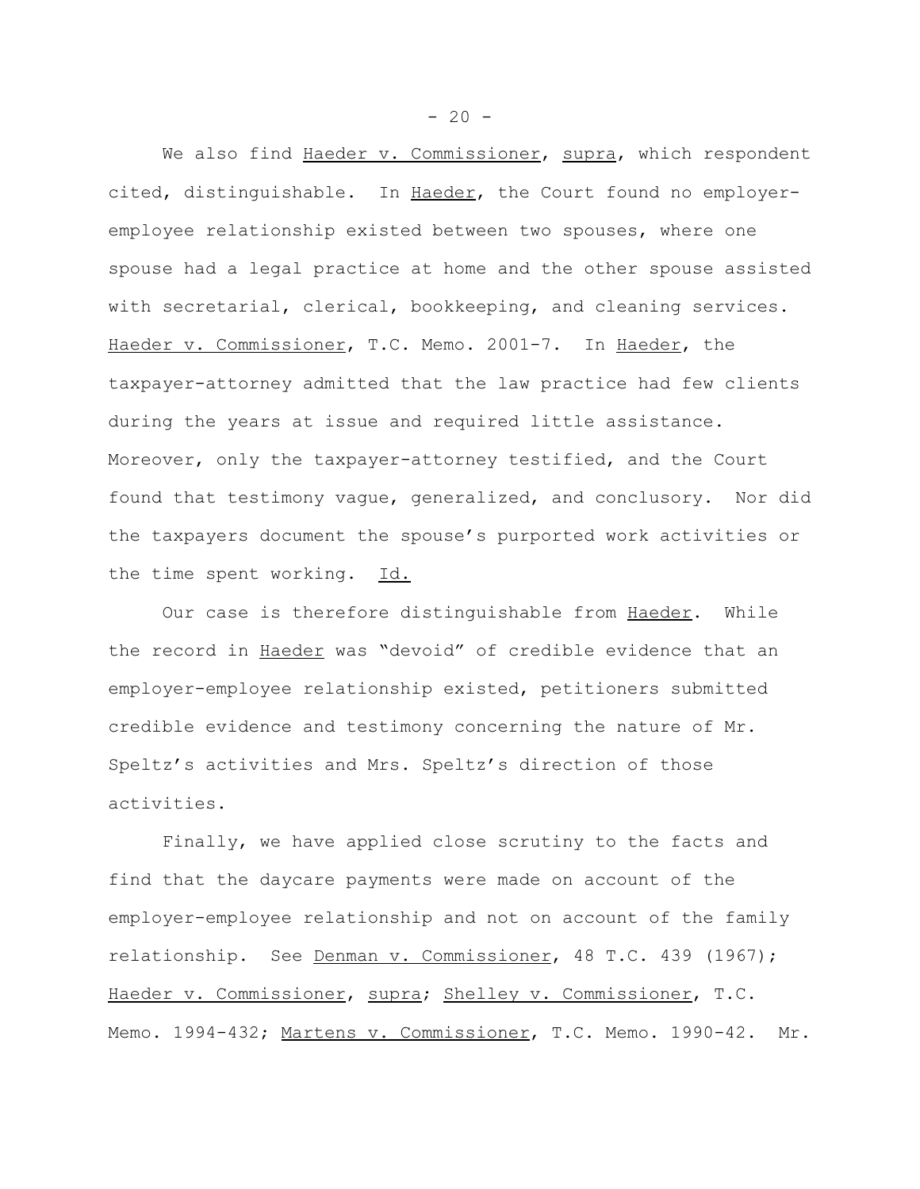We also find Haeder v. Commissioner, supra, which respondent cited, distinguishable. In Haeder, the Court found no employer-employee relationship existed between two spouses, where one spouse had a legal practice at home and the other spouse assisted with secretarial, clerical, bookkeeping, and cleaning services. Haeder v. Commissioner, T.C. Memo. 2001-7. In Haeder, the taxpayer-attorney admitted that the law practice had few clients during the years at issue and required little assistance. Moreover, only the taxpayer-attorney testified, and the Court found that testimony vague, generalized, and conclusory. Nor did the taxpayers document the spouse's purported work activities or the time spent working. Id.

Our case is therefore distinguishable from Haeder. While the record in Haeder was "devoid" of credible evidence that an employer-employee relationship existed, petitioners submitted credible evidence and testimony concerning the nature of Mr. Speltz's activities and Mrs. Speltz's direction of those activities.

Finally, we have applied close scrutiny to the facts and find that the daycare payments were made on account of the employer-employee relationship and not on account of the family relationship. See Denman v. Commissioner, 48 T.C. 439 (1967); Haeder v. Commissioner, supra; Shelley v. Commissioner, T.C. Memo. 1994-432; Martens v. Commissioner, T.C. Memo. 1990-42. Mr.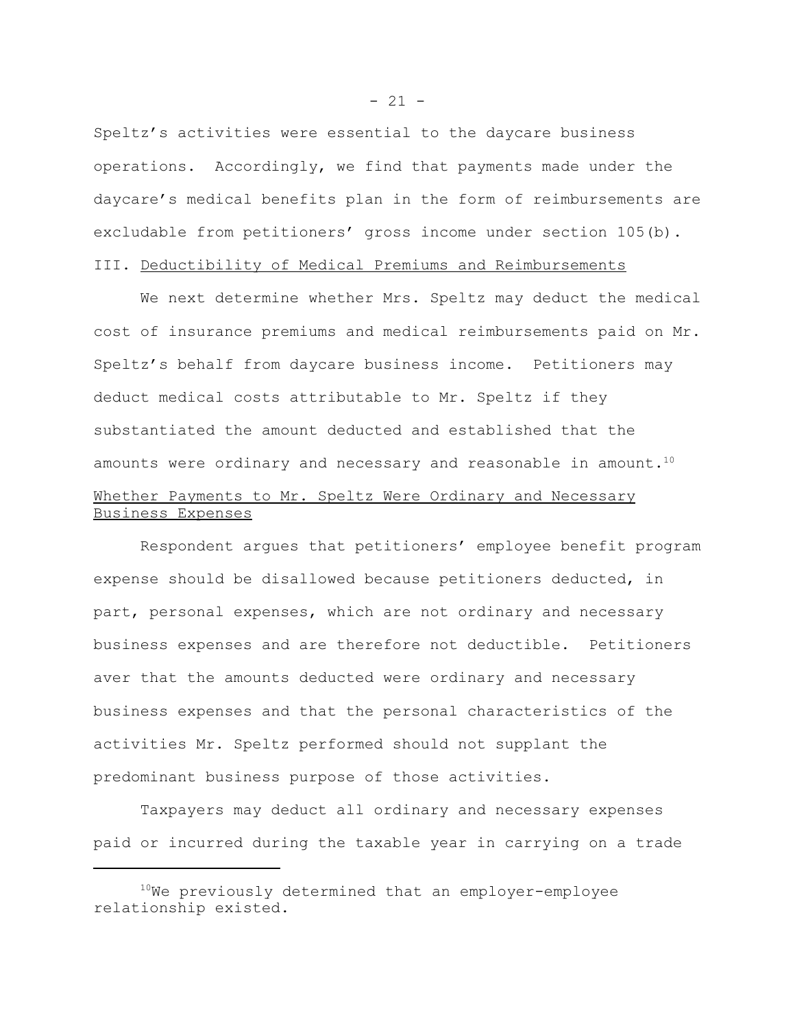Speltz's activities were essential to the daycare business operations. Accordingly, we find that payments made under the daycare's medical benefits plan in the form of reimbursements are excludable from petitioners' gross income under section 105(b).

III. Deductibility of Medical Premiums and Reimbursements

We next determine whether Mrs. Speltz may deduct the medical cost of insurance premiums and medical reimbursements paid on Mr. Speltz's behalf from daycare business income. Petitioners may deduct medical costs attributable to Mr. Speltz if they substantiated the amount deducted and established that the amounts were ordinary and necessary and reasonable in amount.[10]

Whether Payments to Mr. Speltz Were Ordinary and Necessary Business Expenses

Respondent argues that petitioners' employee benefit program expense should be disallowed because petitioners deducted, in part, personal expenses, which are not ordinary and necessary business expenses and are therefore not deductible. Petitioners aver that the amounts deducted were ordinary and necessary business expenses and that the personal characteristics of the activities Mr. Speltz performed should not supplant the predominant business purpose of those activities.

Taxpayers may deduct all ordinary and necessary expenses paid or incurred during the taxable year in carrying on a trade

---

[10] We previously determined that an employer-employee relationship existed.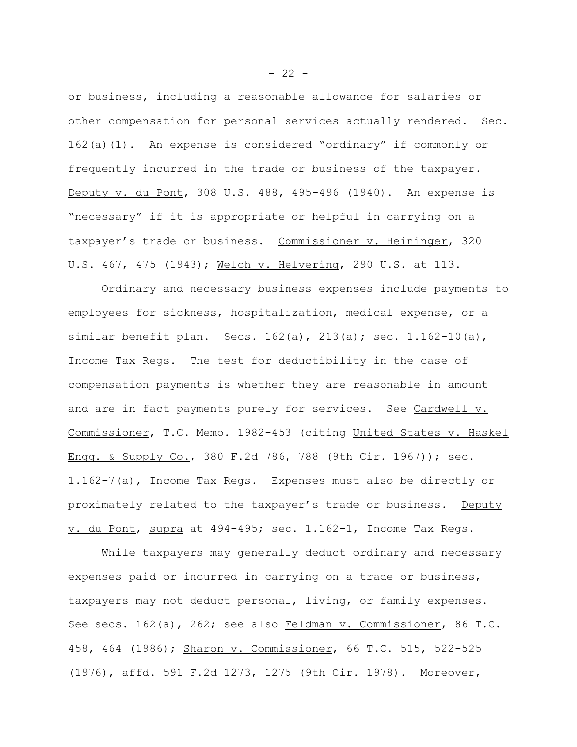or business, including a reasonable allowance for salaries or other compensation for personal services actually rendered. Sec. 162(a)(1). An expense is considered "ordinary" if commonly or frequently incurred in the trade or business of the taxpayer. Deputy v. du Pont, 308 U.S. 488, 495-496 (1940). An expense is "necessary" if it is appropriate or helpful in carrying on a taxpayer's trade or business. Commissioner v. Heininger, 320 U.S. 467, 475 (1943); Welch v. Helvering, 290 U.S. at 113.

Ordinary and necessary business expenses include payments to employees for sickness, hospitalization, medical expense, or a similar benefit plan. Secs. 162(a), 213(a); sec. 1.162-10(a), Income Tax Regs. The test for deductibility in the case of compensation payments is whether they are reasonable in amount and are in fact payments purely for services. See Cardwell v. Commissioner, T.C. Memo. 1982-453 (citing United States v. Haskel Engg. & Supply Co., 380 F.2d 786, 788 (9th Cir. 1967)); sec. 1.162-7(a), Income Tax Regs. Expenses must also be directly or proximately related to the taxpayer's trade or business. Deputy v. du Pont, supra at 494-495; sec. 1.162-1, Income Tax Regs.

While taxpayers may generally deduct ordinary and necessary expenses paid or incurred in carrying on a trade or business, taxpayers may not deduct personal, living, or family expenses. See secs. 162(a), 262; see also Feldman v. Commissioner, 86 T.C. 458, 464 (1986); Sharon v. Commissioner, 66 T.C. 515, 522-525 (1976), affd. 591 F.2d 1273, 1275 (9th Cir. 1978). Moreover,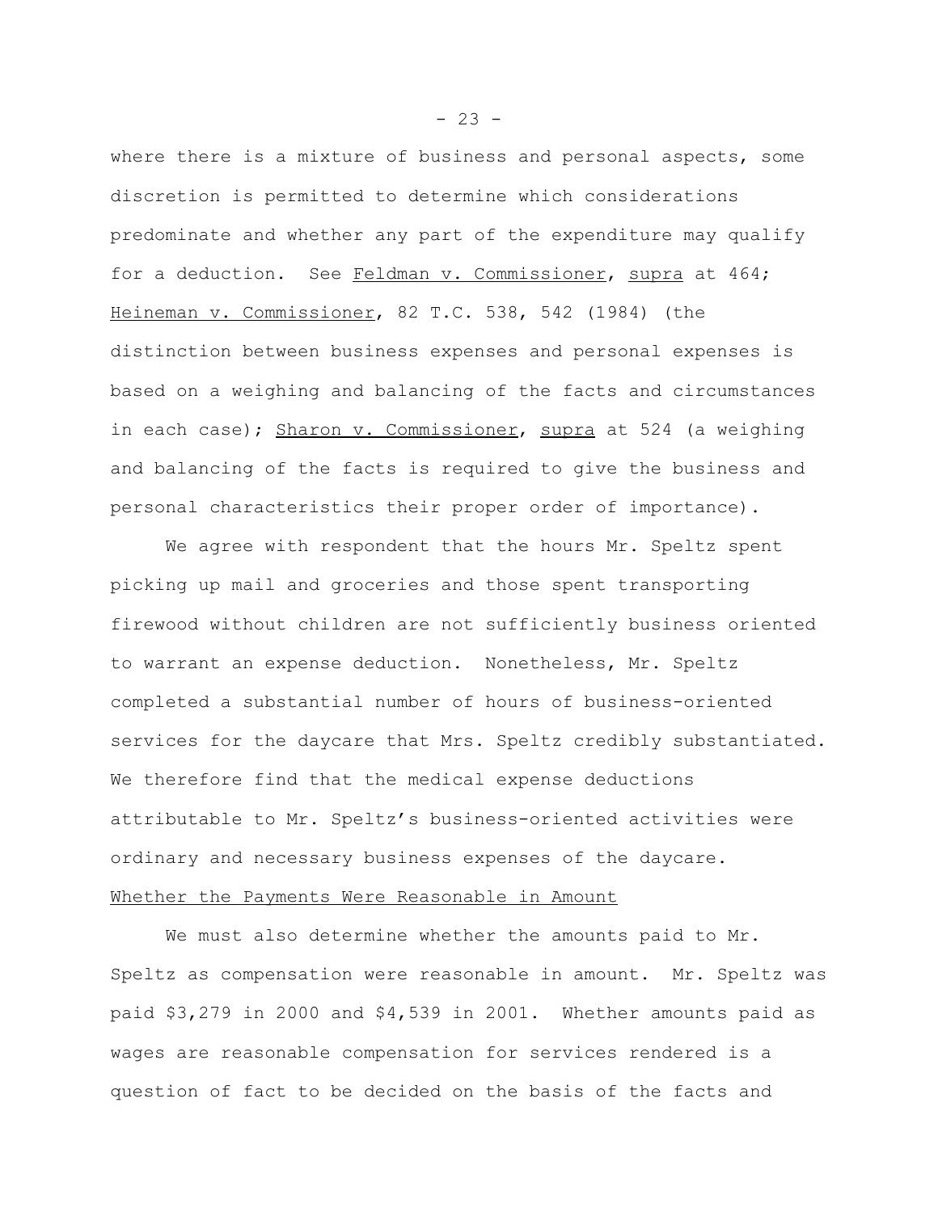where there is a mixture of business and personal aspects, some discretion is permitted to determine which considerations predominate and whether any part of the expenditure may qualify for a deduction. See Feldman v. Commissioner, supra at 464; Heineman v. Commissioner, 82 T.C. 538, 542 (1984) (the distinction between business expenses and personal expenses is based on a weighing and balancing of the facts and circumstances in each case); Sharon v. Commissioner, supra at 524 (a weighing and balancing of the facts is required to give the business and personal characteristics their proper order of importance).

We agree with respondent that the hours Mr. Speltz spent picking up mail and groceries and those spent transporting firewood without children are not sufficiently business oriented to warrant an expense deduction. Nonetheless, Mr. Speltz completed a substantial number of hours of business-oriented services for the daycare that Mrs. Speltz credibly substantiated. We therefore find that the medical expense deductions attributable to Mr. Speltz's business-oriented activities were ordinary and necessary business expenses of the daycare.

Whether the Payments Were Reasonable in Amount

We must also determine whether the amounts paid to Mr. Speltz as compensation were reasonable in amount. Mr. Speltz was paid $3,279 in 2000 and $4,539 in 2001. Whether amounts paid as wages are reasonable compensation for services rendered is a question of fact to be decided on the basis of the facts and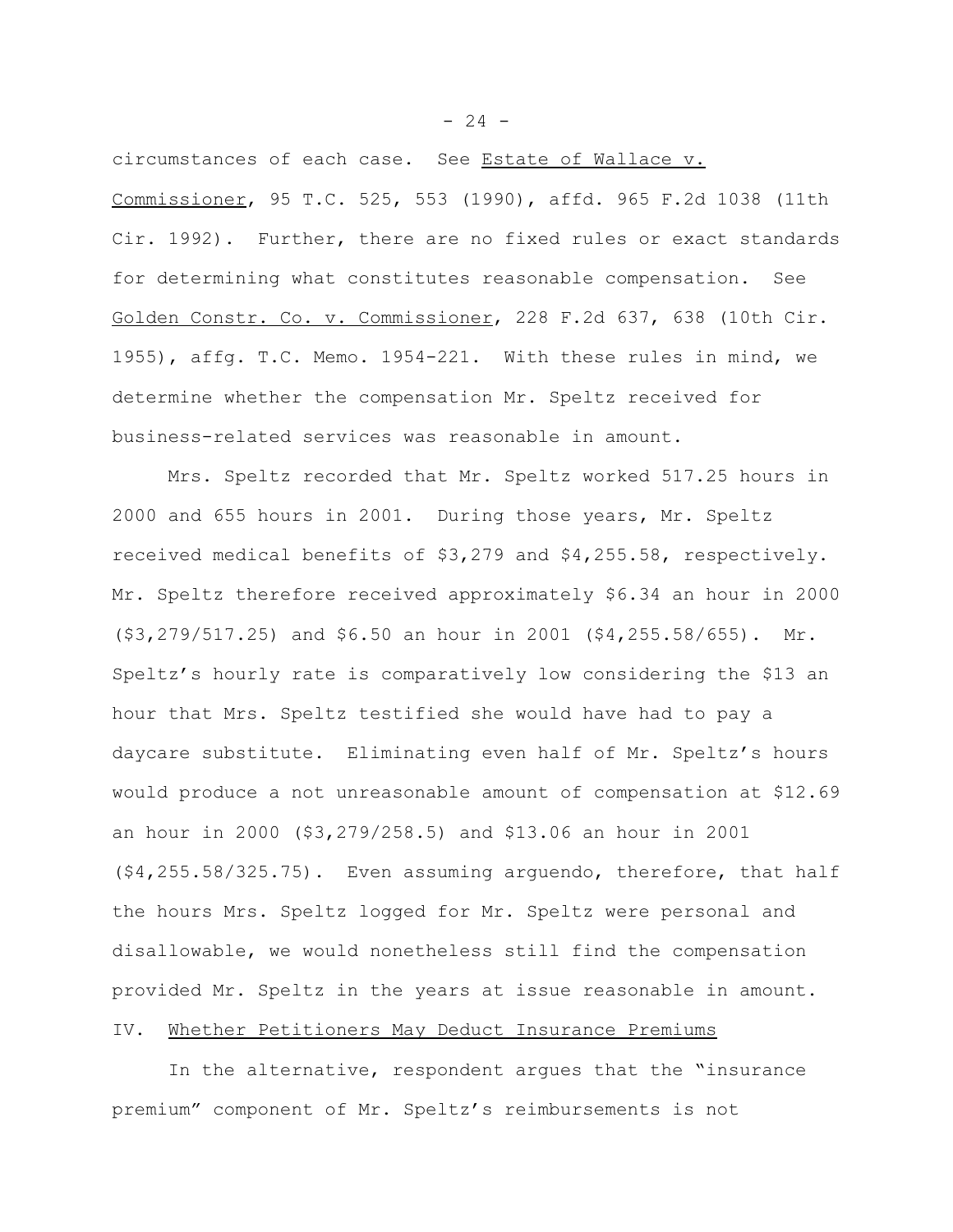circumstances of each case. See Estate of Wallace v. Commissioner, 95 T.C. 525, 553 (1990), affd. 965 F.2d 1038 (11th Cir. 1992). Further, there are no fixed rules or exact standards for determining what constitutes reasonable compensation. See Golden Constr. Co. v. Commissioner, 228 F.2d 637, 638 (10th Cir. 1955), affg. T.C. Memo. 1954-221. With these rules in mind, we determine whether the compensation Mr. Speltz received for business-related services was reasonable in amount.

Mrs. Speltz recorded that Mr. Speltz worked 517.25 hours in 2000 and 655 hours in 2001. During those years, Mr. Speltz received medical benefits of $3,279 and $4,255.58, respectively. Mr. Speltz therefore received approximately $6.34 an hour in 2000 ($3,279/517.25) and $6.50 an hour in 2001 ($4,255.58/655). Mr. Speltz's hourly rate is comparatively low considering the $13 an hour that Mrs. Speltz testified she would have had to pay a daycare substitute. Eliminating even half of Mr. Speltz's hours would produce a not unreasonable amount of compensation at $12.69 an hour in 2000 ($3,279/258.5) and $13.06 an hour in 2001 ($4,255.58/325.75). Even assuming arguendo, therefore, that half the hours Mrs. Speltz logged for Mr. Speltz were personal and disallowable, we would nonetheless still find the compensation provided Mr. Speltz in the years at issue reasonable in amount.

## IV. Whether Petitioners May Deduct Insurance Premiums

In the alternative, respondent argues that the "insurance premium" component of Mr. Speltz's reimbursements is not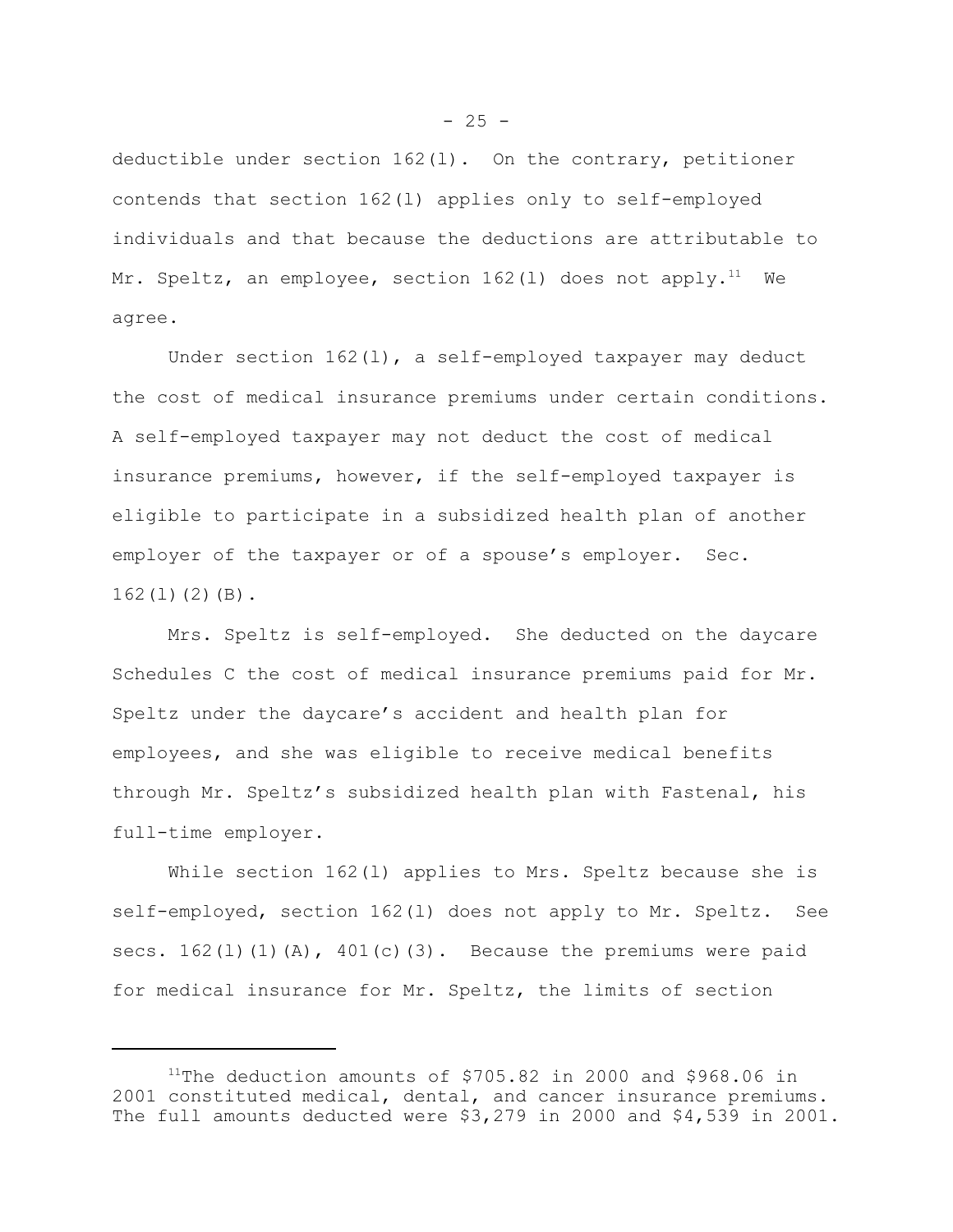deductible under section 162(l). On the contrary, petitioner contends that section 162(l) applies only to self-employed individuals and that because the deductions are attributable to Mr. Speltz, an employee, section 162(l) does not apply.[11] We agree.

Under section 162(l), a self-employed taxpayer may deduct the cost of medical insurance premiums under certain conditions. A self-employed taxpayer may not deduct the cost of medical insurance premiums, however, if the self-employed taxpayer is eligible to participate in a subsidized health plan of another employer of the taxpayer or of a spouse's employer. Sec. 162(l)(2)(B).

Mrs. Speltz is self-employed. She deducted on the daycare Schedules C the cost of medical insurance premiums paid for Mr. Speltz under the daycare's accident and health plan for employees, and she was eligible to receive medical benefits through Mr. Speltz's subsidized health plan with Fastenal, his full-time employer.

While section 162(l) applies to Mrs. Speltz because she is self-employed, section 162(l) does not apply to Mr. Speltz. See secs. 162(l)(1)(A), 401(c)(3). Because the premiums were paid for medical insurance for Mr. Speltz, the limits of section

---

[11] The deduction amounts of $705.82 in 2000 and $968.06 in 2001 constituted medical, dental, and cancer insurance premiums. The full amounts deducted were $3,279 in 2000 and $4,539 in 2001.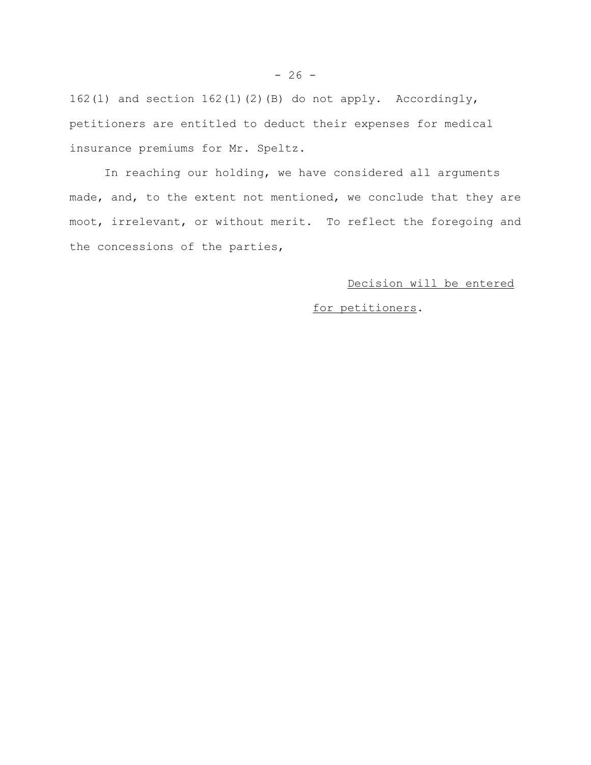162(l) and section 162(l)(2)(B) do not apply. Accordingly, petitioners are entitled to deduct their expenses for medical insurance premiums for Mr. Speltz.

In reaching our holding, we have considered all arguments made, and, to the extent not mentioned, we conclude that they are moot, irrelevant, or without merit. To reflect the foregoing and the concessions of the parties,

Decision will be entered for petitioners.